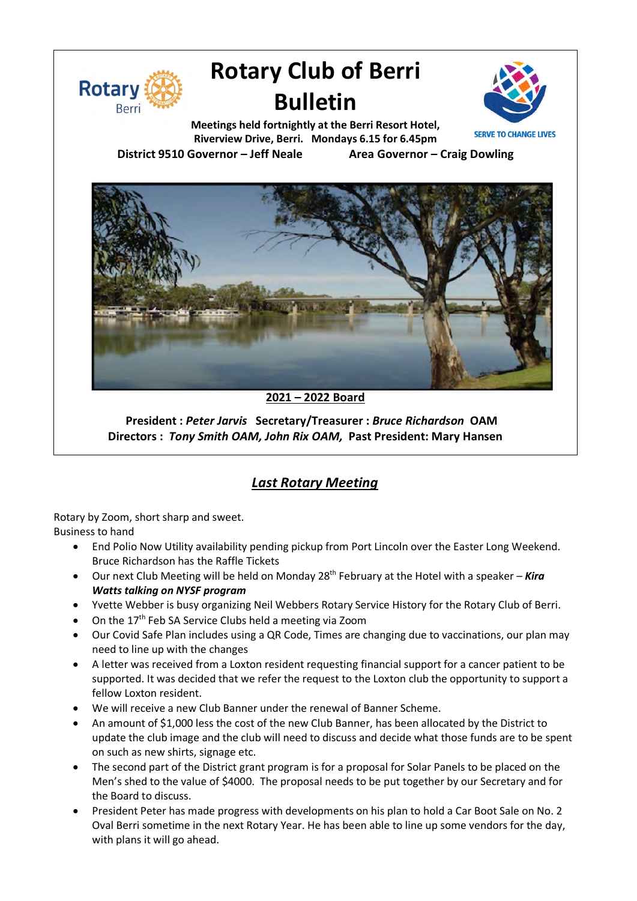# Rotary Club of Berri Bulletin

**Meetings held fortnightly at the Berri Resort Hotel, Riverview Drive, Berri. Mondays 6.15 for 6.45pm**

**District 9510 Governor – Jeff Neale** **Area Governor – Craig Dowling**

SERVE TO CHANGE LIVES

**2021 – 2022 Board**

**President :** ***Peter Jarvis*** **Secretary/Treasurer :** ***Bruce Richardson*** **OAM**
**Directors :** ***Tony Smith OAM, John Rix OAM,*** **Past President: Mary Hansen**

## ***Last Rotary Meeting***

Rotary by Zoom, short sharp and sweet.
Business to hand

- End Polio Now Utility availability pending pickup from Port Lincoln over the Easter Long Weekend. Bruce Richardson has the Raffle Tickets
- Our next Club Meeting will be held on Monday 28th February at the Hotel with a speaker – ***Kira Watts talking on NYSF program***
- Yvette Webber is busy organizing Neil Webbers Rotary Service History for the Rotary Club of Berri.
- On the 17th Feb SA Service Clubs held a meeting via Zoom
- Our Covid Safe Plan includes using a QR Code, Times are changing due to vaccinations, our plan may need to line up with the changes
- A letter was received from a Loxton resident requesting financial support for a cancer patient to be supported. It was decided that we refer the request to the Loxton club the opportunity to support a fellow Loxton resident.
- We will receive a new Club Banner under the renewal of Banner Scheme.
- An amount of $1,000 less the cost of the new Club Banner, has been allocated by the District to update the club image and the club will need to discuss and decide what those funds are to be spent on such as new shirts, signage etc.
- The second part of the District grant program is for a proposal for Solar Panels to be placed on the Men's shed to the value of $4000. The proposal needs to be put together by our Secretary and for the Board to discuss.
- President Peter has made progress with developments on his plan to hold a Car Boot Sale on No. 2 Oval Berri sometime in the next Rotary Year. He has been able to line up some vendors for the day, with plans it will go ahead.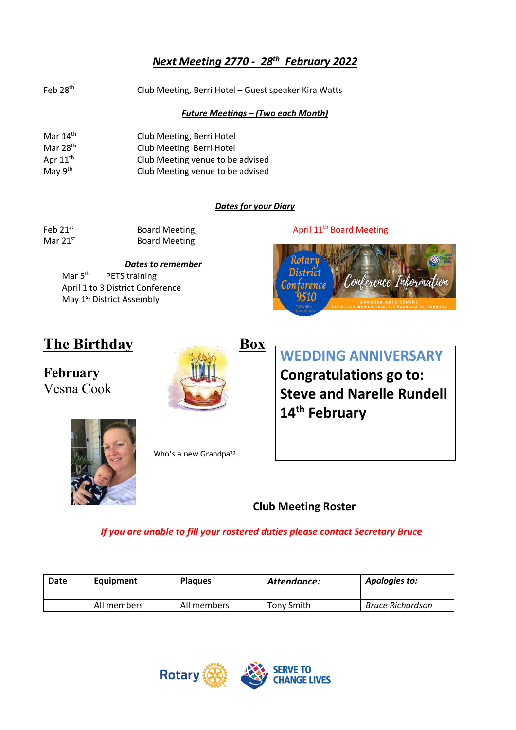## *Next Meeting 2770 - 28th February 2022*

| | |
|---|---|
| Feb 28th | Club Meeting, Berri Hotel – Guest speaker Kira Watts |

### *Future Meetings – (Two each Month)*

| | |
|---|---|
| Mar 14th | Club Meeting, Berri Hotel |
| Mar 28th | Club Meeting Berri Hotel |
| Apr 11th | Club Meeting venue to be advised |
| May 9th | Club Meeting venue to be advised |

### *Dates for your Diary*

| | |
|---|---|
| Feb 21st | Board Meeting, |
| Mar 21st | Board Meeting. |

April 11th Board Meeting

### *Dates to remember*

Mar 5th PETS training
April 1 to 3 District Conference
May 1st District Assembly

## The Birthday Box

**February**
Vesna Cook

Who's a new Grandpa??

**WEDDING ANNIVERSARY**
**Congratulations go to:**
**Steve and Narelle Rundell**
**14th February**

### Club Meeting Roster

*If you are unable to fill your rostered duties please contact Secretary Bruce*

| Date | Equipment | Plaques | Attendance: | Apologies to: |
|---|---|---|---|---|
| | All members | All members | Tony Smith | *Bruce Richardson* |